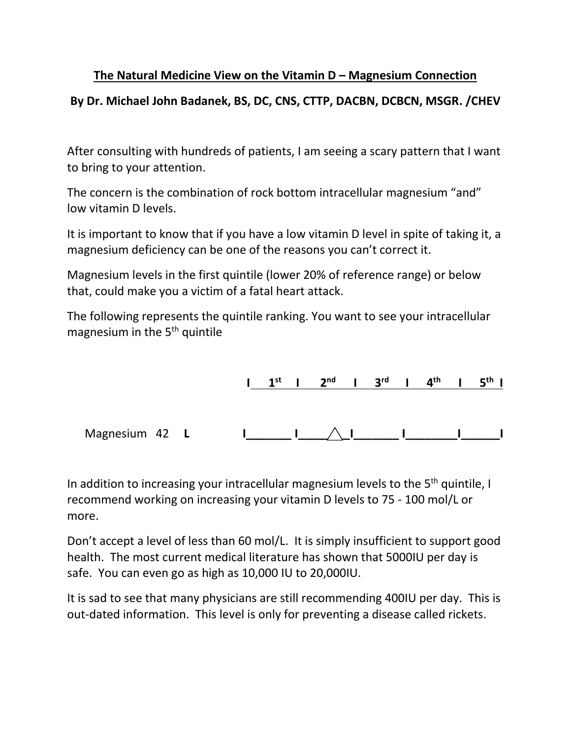# The Natural Medicine View on the Vitamin D – Magnesium Connection

**By Dr. Michael John Badanek, BS, DC, CNS, CTTP, DACBN, DCBCN, MSGR. /CHEV**

After consulting with hundreds of patients, I am seeing a scary pattern that I want to bring to your attention.

The concern is the combination of rock bottom intracellular magnesium “and” low vitamin D levels.

It is important to know that if you have a low vitamin D level in spite of taking it, a magnesium deficiency can be one of the reasons you can’t correct it.

Magnesium levels in the first quintile (lower 20% of reference range) or below that, could make you a victim of a fatal heart attack.

The following represents the quintile ranking. You want to see your intracellular magnesium in the 5th quintile

| | | 1st | 2nd | 3rd | 4th | 5th |
|---|---|---|---|---|---|---|
| Magnesium 42 | L | | △ | | | |

In addition to increasing your intracellular magnesium levels to the 5th quintile, I recommend working on increasing your vitamin D levels to 75 - 100 mol/L or more.

Don’t accept a level of less than 60 mol/L. It is simply insufficient to support good health. The most current medical literature has shown that 5000IU per day is safe. You can even go as high as 10,000 IU to 20,000IU.

It is sad to see that many physicians are still recommending 400IU per day. This is out-dated information. This level is only for preventing a disease called rickets.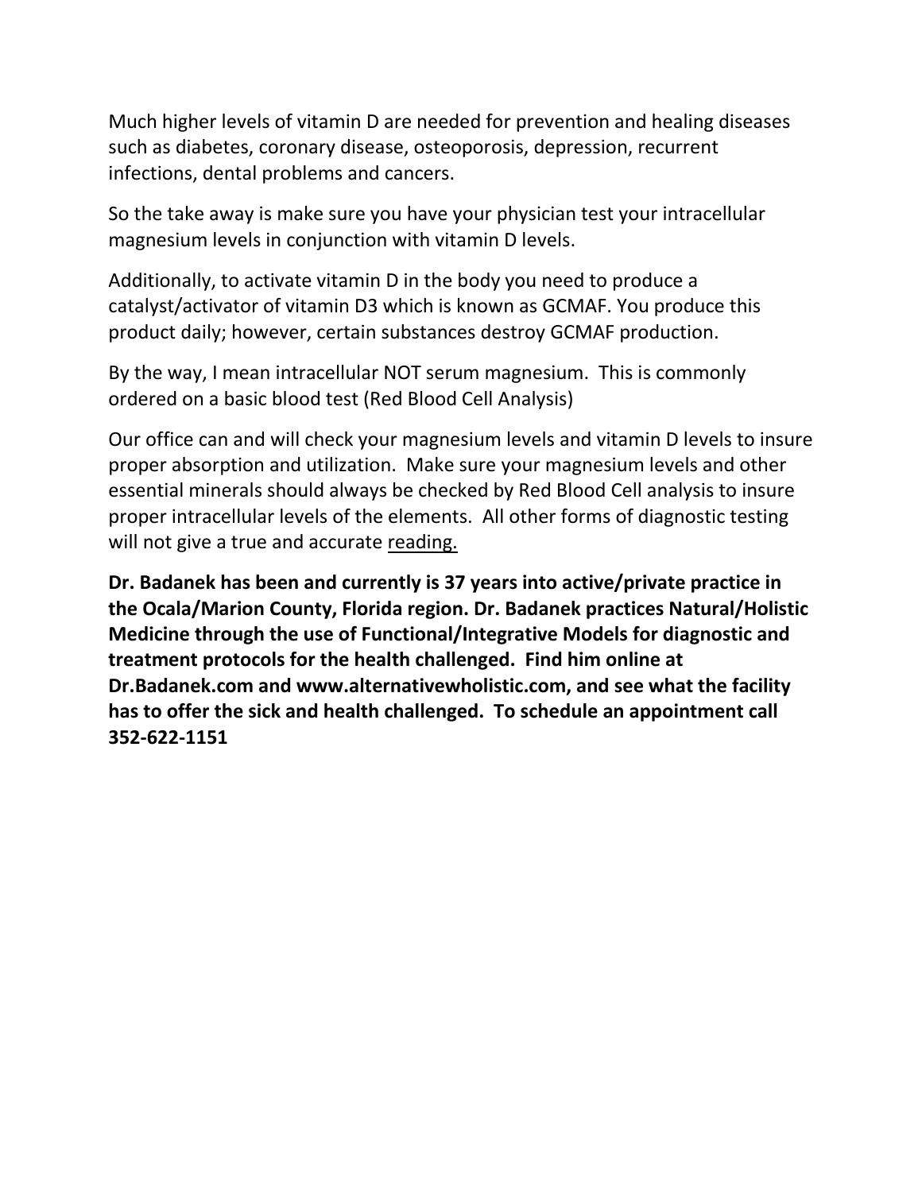Much higher levels of vitamin D are needed for prevention and healing diseases such as diabetes, coronary disease, osteoporosis, depression, recurrent infections, dental problems and cancers.

So the take away is make sure you have your physician test your intracellular magnesium levels in conjunction with vitamin D levels.

Additionally, to activate vitamin D in the body you need to produce a catalyst/activator of vitamin D3 which is known as GCMAF. You produce this product daily; however, certain substances destroy GCMAF production.

By the way, I mean intracellular NOT serum magnesium. This is commonly ordered on a basic blood test (Red Blood Cell Analysis)

Our office can and will check your magnesium levels and vitamin D levels to insure proper absorption and utilization. Make sure your magnesium levels and other essential minerals should always be checked by Red Blood Cell analysis to insure proper intracellular levels of the elements. All other forms of diagnostic testing will not give a true and accurate reading.

**Dr. Badanek has been and currently is 37 years into active/private practice in the Ocala/Marion County, Florida region. Dr. Badanek practices Natural/Holistic Medicine through the use of Functional/Integrative Models for diagnostic and treatment protocols for the health challenged. Find him online at Dr.Badanek.com and www.alternativewholistic.com, and see what the facility has to offer the sick and health challenged. To schedule an appointment call 352-622-1151**